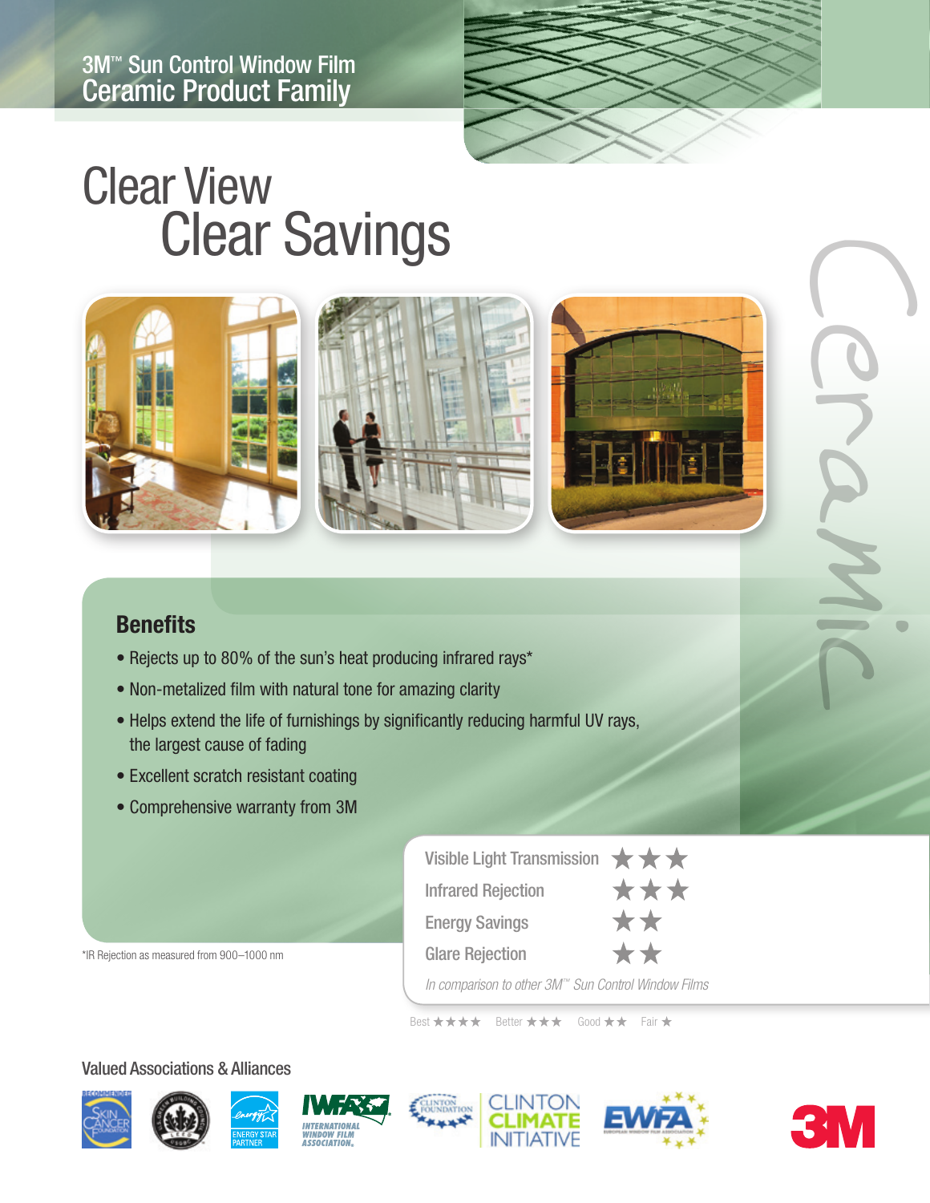3M™ Sun Control Window Film
Ceramic Product Family

# Clear View Clear Savings

Ceramic

## Benefits

- Rejects up to 80% of the sun's heat producing infrared rays*
- Non-metalized film with natural tone for amazing clarity
- Helps extend the life of furnishings by significantly reducing harmful UV rays, the largest cause of fading
- Excellent scratch resistant coating
- Comprehensive warranty from 3M

| | |
|---|---|
| Visible Light Transmission | ★★★ |
| Infrared Rejection | ★★★ |
| Energy Savings | ★★ |
| Glare Rejection | ★★ |

*In comparison to other 3M™ Sun Control Window Films*

Best ★★★★ Better ★★★ Good ★★ Fair ★

*IR Rejection as measured from 900–1000 nm

Valued Associations & Alliances

Recommended Skin Cancer Foundation · U.S. Green Building Council LEED · Energy Star Partner · IWFA International Window Film Association · Clinton Foundation Clinton Climate Initiative · EWFA European Window Film Association

3M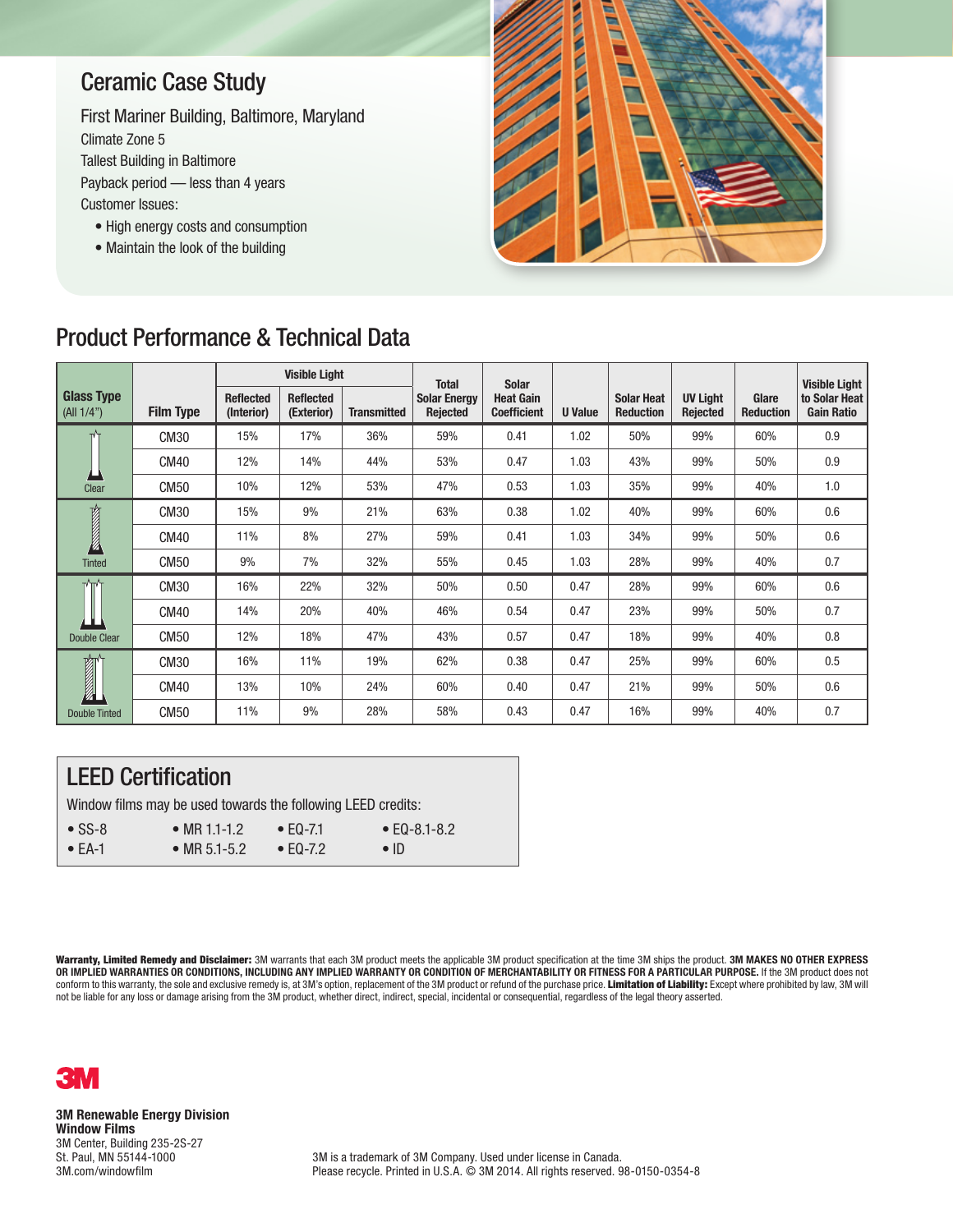## Ceramic Case Study

First Mariner Building, Baltimore, Maryland

Climate Zone 5

Tallest Building in Baltimore

Payback period — less than 4 years

Customer Issues:

- High energy costs and consumption
- Maintain the look of the building

## Product Performance & Technical Data

| Glass Type (All 1/4") | Film Type | Visible Light | | | Total Solar Energy Rejected | Solar Heat Gain Coefficient | U Value | Solar Heat Reduction | UV Light Rejected | Glare Reduction | Visible Light to Solar Heat Gain Ratio |
|---|---|---|---|---|---|---|---|---|---|---|---|
| | | Reflected (Interior) | Reflected (Exterior) | Transmitted | | | | | | | |
| Clear | CM30 | 15% | 17% | 36% | 59% | 0.41 | 1.02 | 50% | 99% | 60% | 0.9 |
| | CM40 | 12% | 14% | 44% | 53% | 0.47 | 1.03 | 43% | 99% | 50% | 0.9 |
| | CM50 | 10% | 12% | 53% | 47% | 0.53 | 1.03 | 35% | 99% | 40% | 1.0 |
| Tinted | CM30 | 15% | 9% | 21% | 63% | 0.38 | 1.02 | 40% | 99% | 60% | 0.6 |
| | CM40 | 11% | 8% | 27% | 59% | 0.41 | 1.03 | 34% | 99% | 50% | 0.6 |
| | CM50 | 9% | 7% | 32% | 55% | 0.45 | 1.03 | 28% | 99% | 40% | 0.7 |
| Double Clear | CM30 | 16% | 22% | 32% | 50% | 0.50 | 0.47 | 28% | 99% | 60% | 0.6 |
| | CM40 | 14% | 20% | 40% | 46% | 0.54 | 0.47 | 23% | 99% | 50% | 0.7 |
| | CM50 | 12% | 18% | 47% | 43% | 0.57 | 0.47 | 18% | 99% | 40% | 0.8 |
| Double Tinted | CM30 | 16% | 11% | 19% | 62% | 0.38 | 0.47 | 25% | 99% | 60% | 0.5 |
| | CM40 | 13% | 10% | 24% | 60% | 0.40 | 0.47 | 21% | 99% | 50% | 0.6 |
| | CM50 | 11% | 9% | 28% | 58% | 0.43 | 0.47 | 16% | 99% | 40% | 0.7 |

## LEED Certification

Window films may be used towards the following LEED credits:

- SS-8
- EA-1
- MR 1.1-1.2
- MR 5.1-5.2
- EQ-7.1
- EQ-7.2
- EQ-8.1-8.2
- ID

**Warranty, Limited Remedy and Disclaimer:** 3M warrants that each 3M product meets the applicable 3M product specification at the time 3M ships the product. **3M MAKES NO OTHER EXPRESS OR IMPLIED WARRANTIES OR CONDITIONS, INCLUDING ANY IMPLIED WARRANTY OR CONDITION OF MERCHANTABILITY OR FITNESS FOR A PARTICULAR PURPOSE.** If the 3M product does not conform to this warranty, the sole and exclusive remedy is, at 3M's option, replacement of the 3M product or refund of the purchase price. **Limitation of Liability:** Except where prohibited by law, 3M will not be liable for any loss or damage arising from the 3M product, whether direct, indirect, special, incidental or consequential, regardless of the legal theory asserted.

**3M**

**3M Renewable Energy Division**
**Window Films**
3M Center, Building 235-2S-27
St. Paul, MN 55144-1000
3M.com/windowfilm

3M is a trademark of 3M Company. Used under license in Canada.
Please recycle. Printed in U.S.A. © 3M 2014. All rights reserved. 98-0150-0354-8